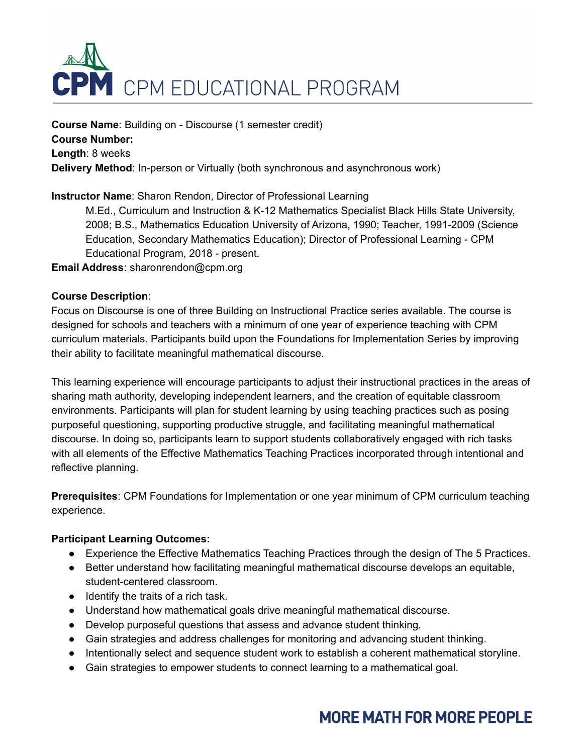# CPM EDUCATIONAL PROGRAM

**Course Name**: Building on - Discourse (1 semester credit)
**Course Number:**
**Length**: 8 weeks
**Delivery Method**: In-person or Virtually (both synchronous and asynchronous work)

**Instructor Name**: Sharon Rendon, Director of Professional Learning

M.Ed., Curriculum and Instruction & K-12 Mathematics Specialist Black Hills State University, 2008; B.S., Mathematics Education University of Arizona, 1990; Teacher, 1991-2009 (Science Education, Secondary Mathematics Education); Director of Professional Learning - CPM Educational Program, 2018 - present.

**Email Address**: sharonrendon@cpm.org

**Course Description**:

Focus on Discourse is one of three Building on Instructional Practice series available. The course is designed for schools and teachers with a minimum of one year of experience teaching with CPM curriculum materials. Participants build upon the Foundations for Implementation Series by improving their ability to facilitate meaningful mathematical discourse.

This learning experience will encourage participants to adjust their instructional practices in the areas of sharing math authority, developing independent learners, and the creation of equitable classroom environments. Participants will plan for student learning by using teaching practices such as posing purposeful questioning, supporting productive struggle, and facilitating meaningful mathematical discourse. In doing so, participants learn to support students collaboratively engaged with rich tasks with all elements of the Effective Mathematics Teaching Practices incorporated through intentional and reflective planning.

**Prerequisites**: CPM Foundations for Implementation or one year minimum of CPM curriculum teaching experience.

**Participant Learning Outcomes:**

- Experience the Effective Mathematics Teaching Practices through the design of The 5 Practices.
- Better understand how facilitating meaningful mathematical discourse develops an equitable, student-centered classroom.
- Identify the traits of a rich task.
- Understand how mathematical goals drive meaningful mathematical discourse.
- Develop purposeful questions that assess and advance student thinking.
- Gain strategies and address challenges for monitoring and advancing student thinking.
- Intentionally select and sequence student work to establish a coherent mathematical storyline.
- Gain strategies to empower students to connect learning to a mathematical goal.

**MORE MATH FOR MORE PEOPLE**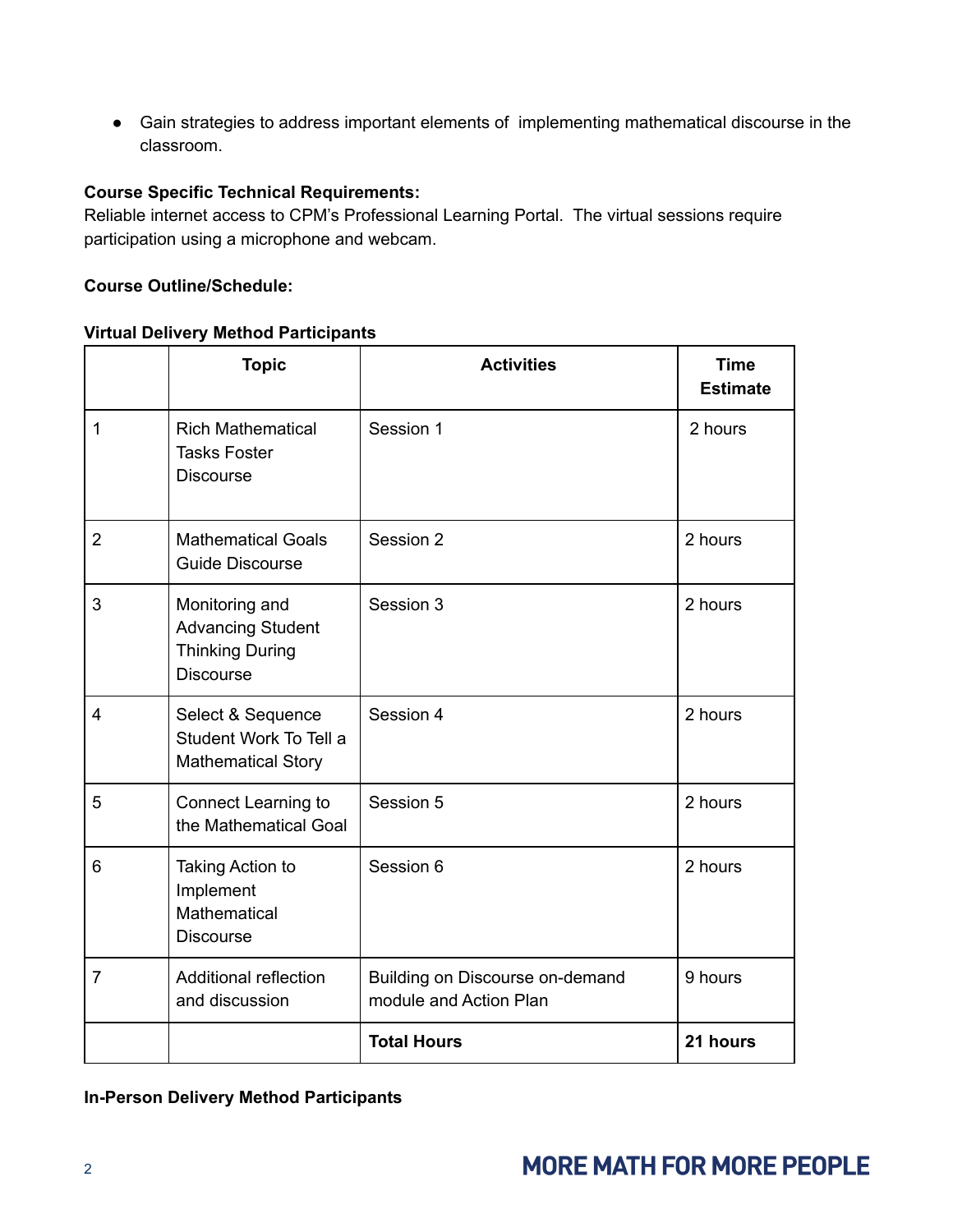- Gain strategies to address important elements of implementing mathematical discourse in the classroom.

**Course Specific Technical Requirements:**
Reliable internet access to CPM's Professional Learning Portal. The virtual sessions require participation using a microphone and webcam.

**Course Outline/Schedule:**

**Virtual Delivery Method Participants**

| | Topic | Activities | Time Estimate |
|---|---|---|---|
| 1 | Rich Mathematical Tasks Foster Discourse | Session 1 | 2 hours |
| 2 | Mathematical Goals Guide Discourse | Session 2 | 2 hours |
| 3 | Monitoring and Advancing Student Thinking During Discourse | Session 3 | 2 hours |
| 4 | Select & Sequence Student Work To Tell a Mathematical Story | Session 4 | 2 hours |
| 5 | Connect Learning to the Mathematical Goal | Session 5 | 2 hours |
| 6 | Taking Action to Implement Mathematical Discourse | Session 6 | 2 hours |
| 7 | Additional reflection and discussion | Building on Discourse on-demand module and Action Plan | 9 hours |
| | | **Total Hours** | **21 hours** |

**In-Person Delivery Method Participants**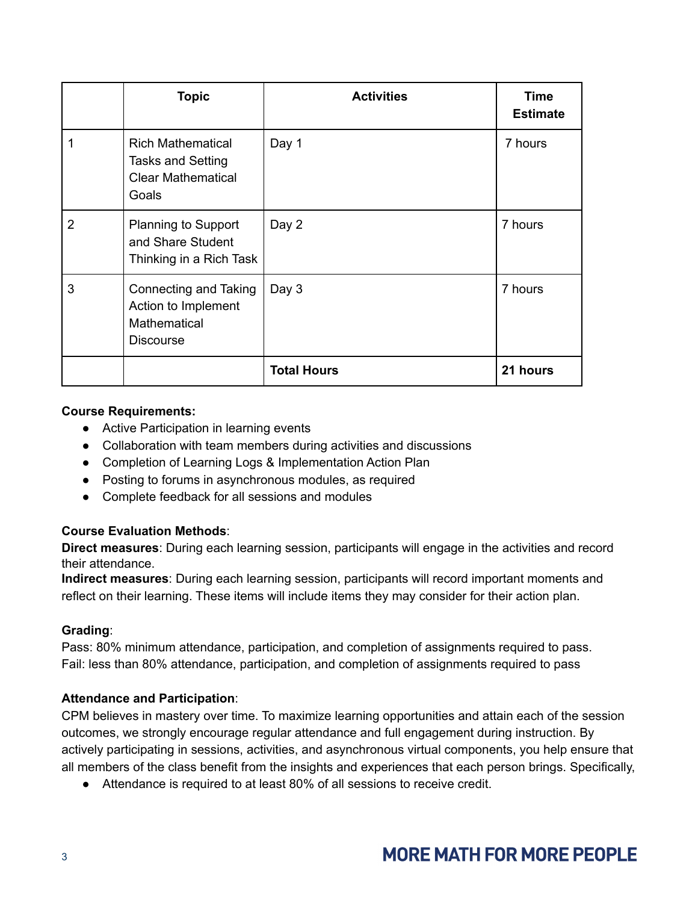| | Topic | Activities | Time Estimate |
|---|---|---|---|
| 1 | Rich Mathematical Tasks and Setting Clear Mathematical Goals | Day 1 | 7 hours |
| 2 | Planning to Support and Share Student Thinking in a Rich Task | Day 2 | 7 hours |
| 3 | Connecting and Taking Action to Implement Mathematical Discourse | Day 3 | 7 hours |
| | | **Total Hours** | **21 hours** |

**Course Requirements:**

- Active Participation in learning events
- Collaboration with team members during activities and discussions
- Completion of Learning Logs & Implementation Action Plan
- Posting to forums in asynchronous modules, as required
- Complete feedback for all sessions and modules

**Course Evaluation Methods**:

**Direct measures**: During each learning session, participants will engage in the activities and record their attendance.

**Indirect measures**: During each learning session, participants will record important moments and reflect on their learning. These items will include items they may consider for their action plan.

**Grading**:

Pass: 80% minimum attendance, participation, and completion of assignments required to pass.
Fail: less than 80% attendance, participation, and completion of assignments required to pass

**Attendance and Participation**:

CPM believes in mastery over time. To maximize learning opportunities and attain each of the session outcomes, we strongly encourage regular attendance and full engagement during instruction. By actively participating in sessions, activities, and asynchronous virtual components, you help ensure that all members of the class benefit from the insights and experiences that each person brings. Specifically,

- Attendance is required to at least 80% of all sessions to receive credit.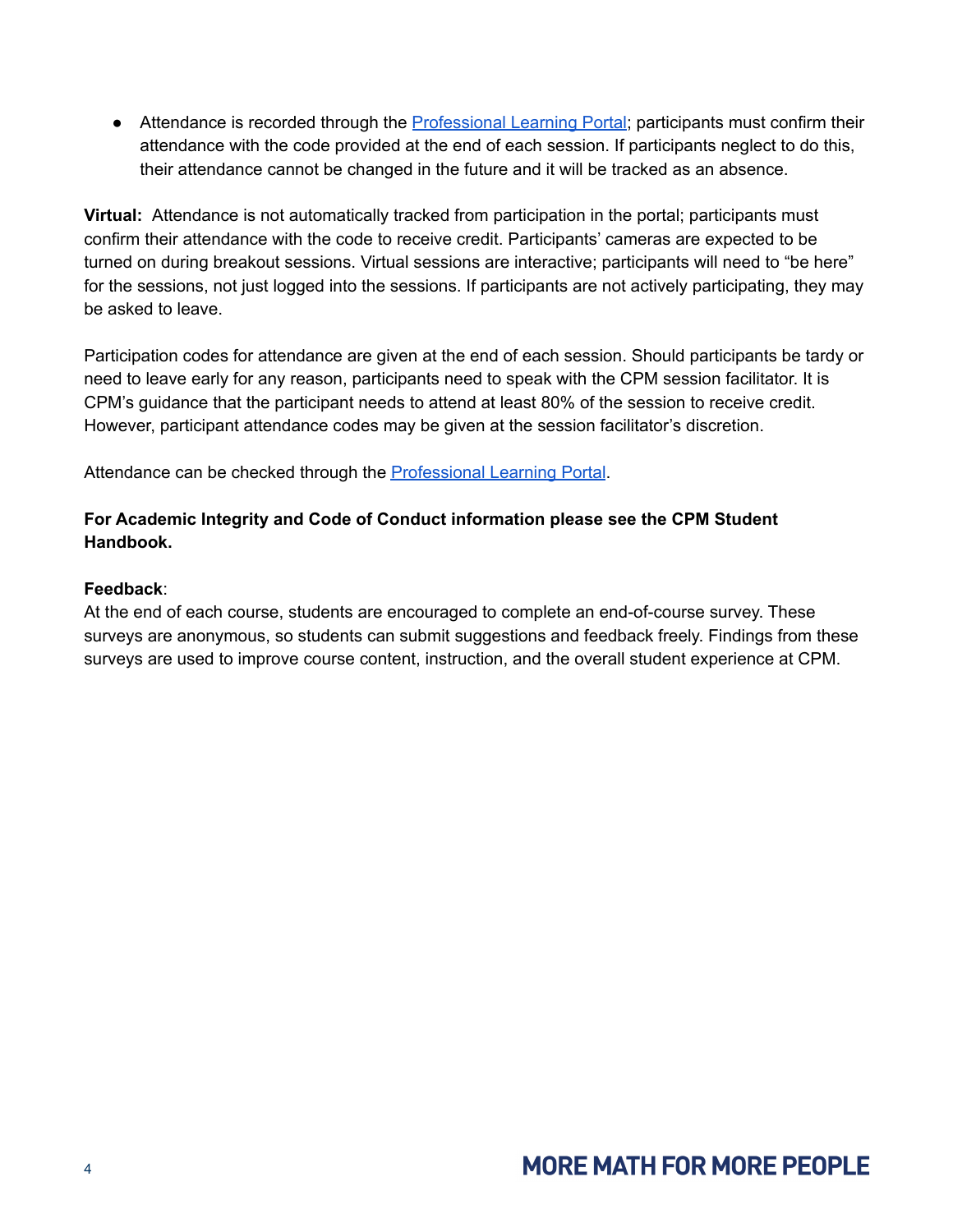- Attendance is recorded through the [Professional Learning Portal]; participants must confirm their attendance with the code provided at the end of each session. If participants neglect to do this, their attendance cannot be changed in the future and it will be tracked as an absence.

**Virtual:** Attendance is not automatically tracked from participation in the portal; participants must confirm their attendance with the code to receive credit. Participants' cameras are expected to be turned on during breakout sessions. Virtual sessions are interactive; participants will need to "be here" for the sessions, not just logged into the sessions. If participants are not actively participating, they may be asked to leave.

Participation codes for attendance are given at the end of each session. Should participants be tardy or need to leave early for any reason, participants need to speak with the CPM session facilitator. It is CPM's guidance that the participant needs to attend at least 80% of the session to receive credit. However, participant attendance codes may be given at the session facilitator's discretion.

Attendance can be checked through the [Professional Learning Portal].

**For Academic Integrity and Code of Conduct information please see the CPM Student Handbook.**

**Feedback**:
At the end of each course, students are encouraged to complete an end-of-course survey. These surveys are anonymous, so students can submit suggestions and feedback freely. Findings from these surveys are used to improve course content, instruction, and the overall student experience at CPM.